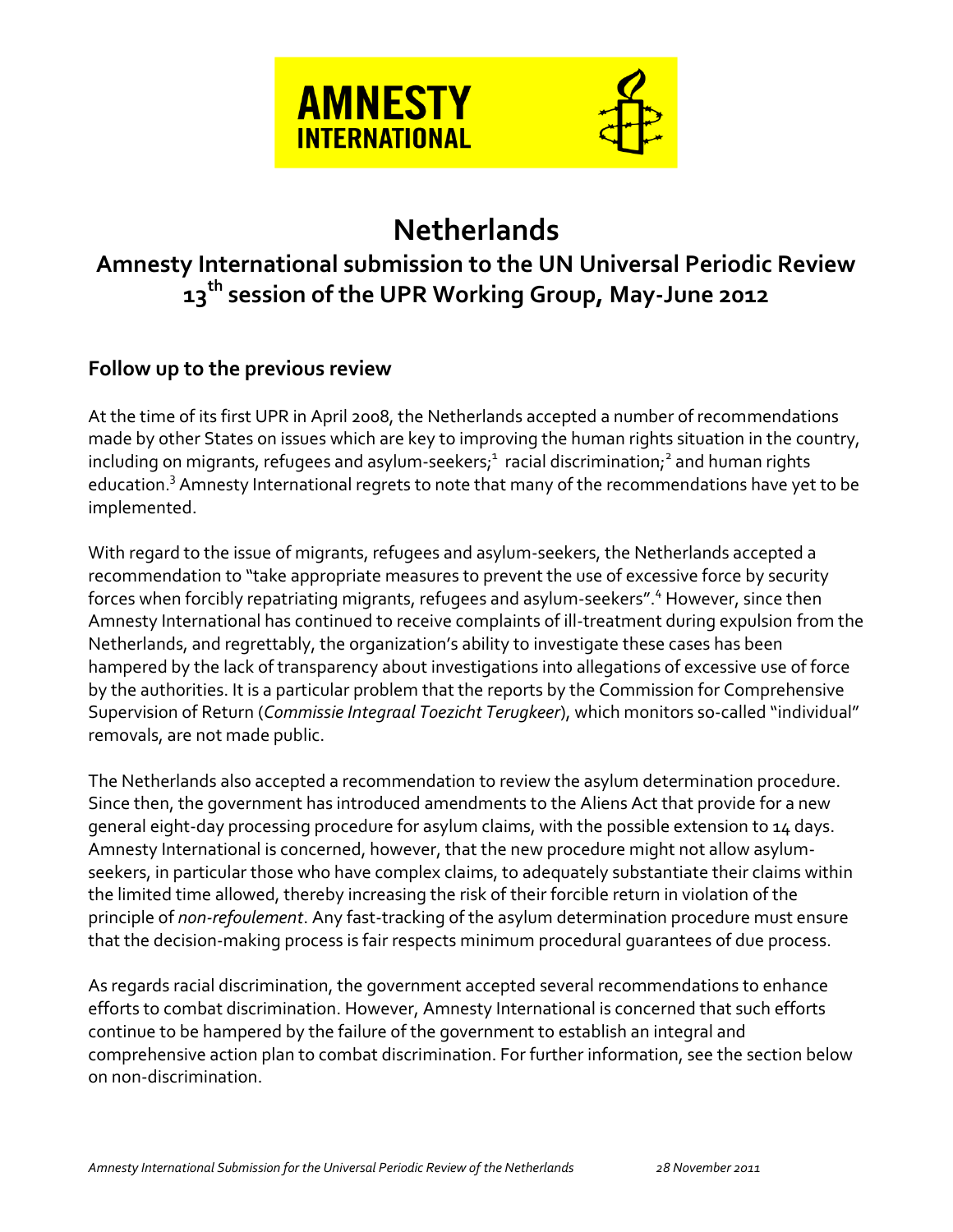AMNESTY INTERNATIONAL

# Netherlands

## Amnesty International submission to the UN Universal Periodic Review 13th session of the UPR Working Group, May-June 2012

### Follow up to the previous review

At the time of its first UPR in April 2008, the Netherlands accepted a number of recommendations made by other States on issues which are key to improving the human rights situation in the country, including on migrants, refugees and asylum-seekers;[1] racial discrimination;[2] and human rights education.[3] Amnesty International regrets to note that many of the recommendations have yet to be implemented.

With regard to the issue of migrants, refugees and asylum-seekers, the Netherlands accepted a recommendation to "take appropriate measures to prevent the use of excessive force by security forces when forcibly repatriating migrants, refugees and asylum-seekers".[4] However, since then Amnesty International has continued to receive complaints of ill-treatment during expulsion from the Netherlands, and regrettably, the organization's ability to investigate these cases has been hampered by the lack of transparency about investigations into allegations of excessive use of force by the authorities. It is a particular problem that the reports by the Commission for Comprehensive Supervision of Return (*Commissie Integraal Toezicht Terugkeer*), which monitors so-called "individual" removals, are not made public.

The Netherlands also accepted a recommendation to review the asylum determination procedure. Since then, the government has introduced amendments to the Aliens Act that provide for a new general eight-day processing procedure for asylum claims, with the possible extension to 14 days. Amnesty International is concerned, however, that the new procedure might not allow asylum-seekers, in particular those who have complex claims, to adequately substantiate their claims within the limited time allowed, thereby increasing the risk of their forcible return in violation of the principle of *non-refoulement*. Any fast-tracking of the asylum determination procedure must ensure that the decision-making process is fair respects minimum procedural guarantees of due process.

As regards racial discrimination, the government accepted several recommendations to enhance efforts to combat discrimination. However, Amnesty International is concerned that such efforts continue to be hampered by the failure of the government to establish an integral and comprehensive action plan to combat discrimination. For further information, see the section below on non-discrimination.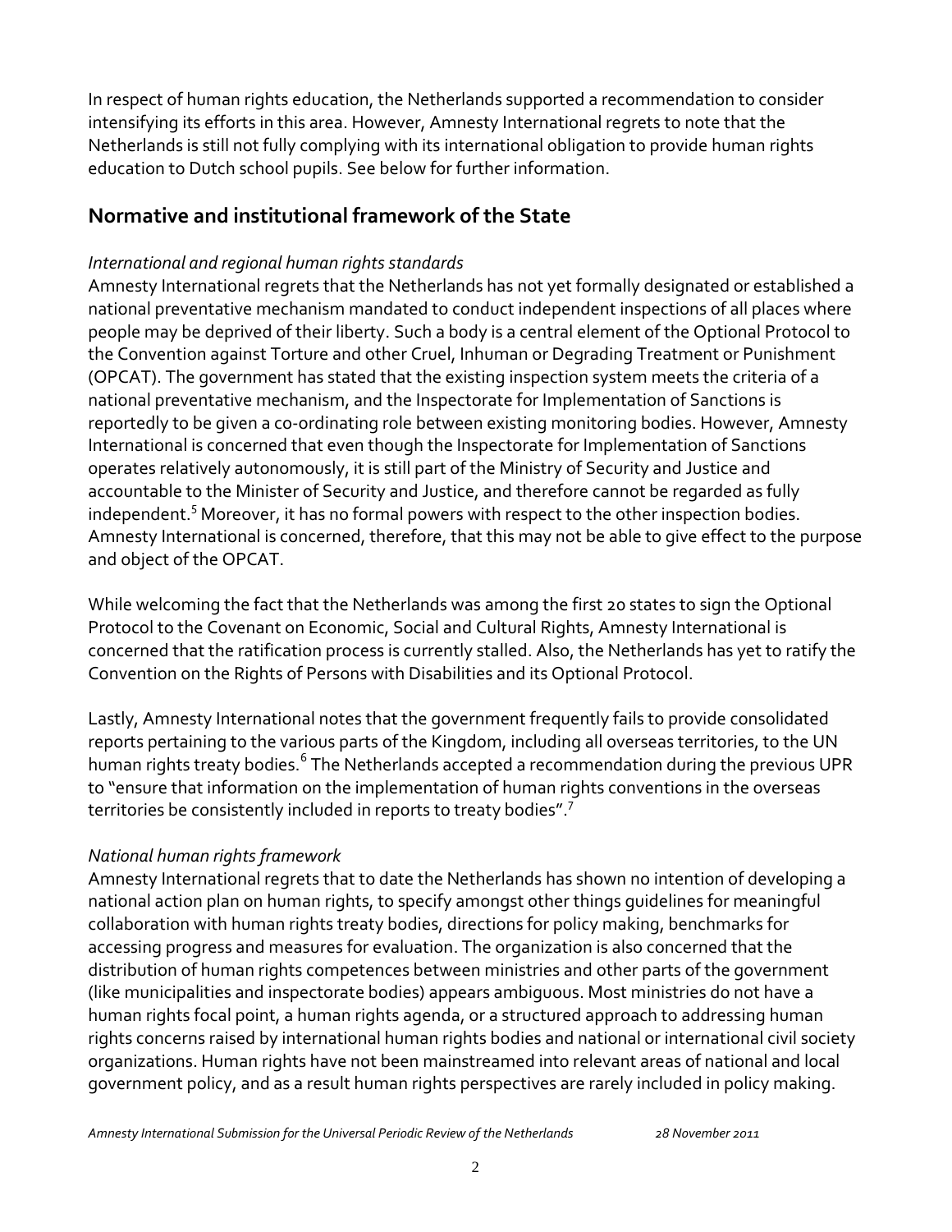In respect of human rights education, the Netherlands supported a recommendation to consider intensifying its efforts in this area. However, Amnesty International regrets to note that the Netherlands is still not fully complying with its international obligation to provide human rights education to Dutch school pupils. See below for further information.

## Normative and institutional framework of the State

*International and regional human rights standards*

Amnesty International regrets that the Netherlands has not yet formally designated or established a national preventative mechanism mandated to conduct independent inspections of all places where people may be deprived of their liberty. Such a body is a central element of the Optional Protocol to the Convention against Torture and other Cruel, Inhuman or Degrading Treatment or Punishment (OPCAT). The government has stated that the existing inspection system meets the criteria of a national preventative mechanism, and the Inspectorate for Implementation of Sanctions is reportedly to be given a co-ordinating role between existing monitoring bodies. However, Amnesty International is concerned that even though the Inspectorate for Implementation of Sanctions operates relatively autonomously, it is still part of the Ministry of Security and Justice and accountable to the Minister of Security and Justice, and therefore cannot be regarded as fully independent.[5] Moreover, it has no formal powers with respect to the other inspection bodies. Amnesty International is concerned, therefore, that this may not be able to give effect to the purpose and object of the OPCAT.

While welcoming the fact that the Netherlands was among the first 20 states to sign the Optional Protocol to the Covenant on Economic, Social and Cultural Rights, Amnesty International is concerned that the ratification process is currently stalled. Also, the Netherlands has yet to ratify the Convention on the Rights of Persons with Disabilities and its Optional Protocol.

Lastly, Amnesty International notes that the government frequently fails to provide consolidated reports pertaining to the various parts of the Kingdom, including all overseas territories, to the UN human rights treaty bodies.[6] The Netherlands accepted a recommendation during the previous UPR to "ensure that information on the implementation of human rights conventions in the overseas territories be consistently included in reports to treaty bodies".[7]

*National human rights framework*

Amnesty International regrets that to date the Netherlands has shown no intention of developing a national action plan on human rights, to specify amongst other things guidelines for meaningful collaboration with human rights treaty bodies, directions for policy making, benchmarks for accessing progress and measures for evaluation. The organization is also concerned that the distribution of human rights competences between ministries and other parts of the government (like municipalities and inspectorate bodies) appears ambiguous. Most ministries do not have a human rights focal point, a human rights agenda, or a structured approach to addressing human rights concerns raised by international human rights bodies and national or international civil society organizations. Human rights have not been mainstreamed into relevant areas of national and local government policy, and as a result human rights perspectives are rarely included in policy making.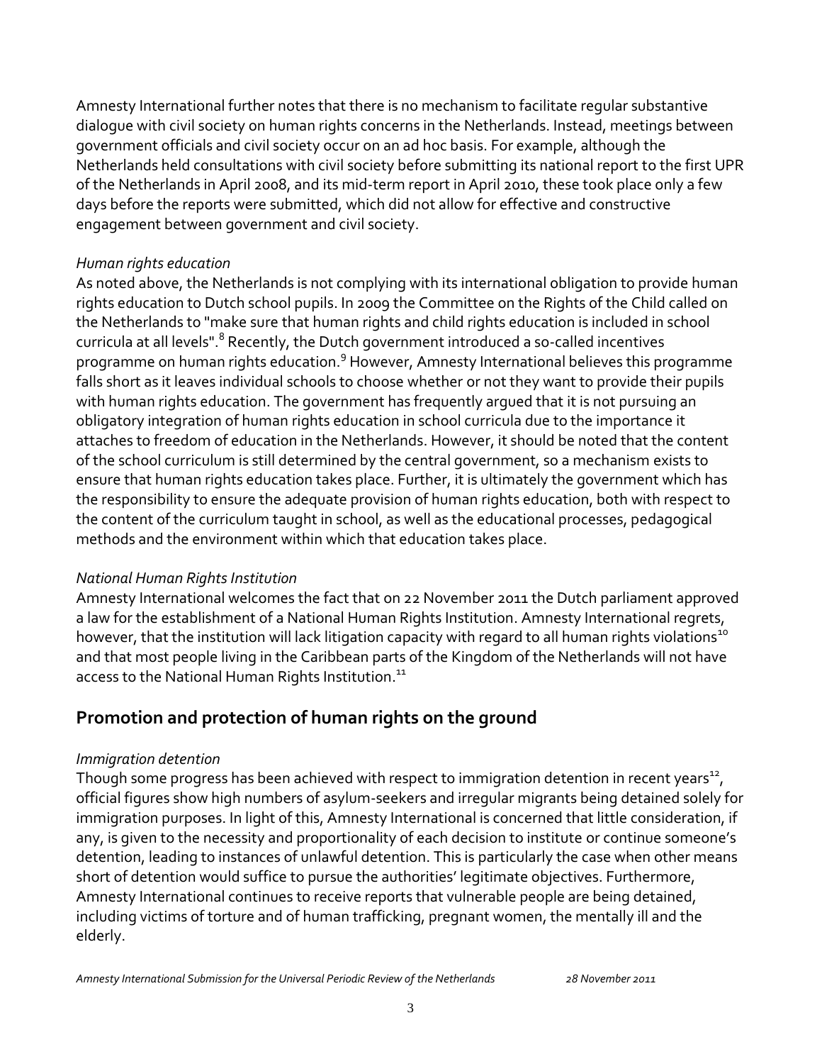Amnesty International further notes that there is no mechanism to facilitate regular substantive dialogue with civil society on human rights concerns in the Netherlands. Instead, meetings between government officials and civil society occur on an ad hoc basis. For example, although the Netherlands held consultations with civil society before submitting its national report to the first UPR of the Netherlands in April 2008, and its mid-term report in April 2010, these took place only a few days before the reports were submitted, which did not allow for effective and constructive engagement between government and civil society.

*Human rights education*

As noted above, the Netherlands is not complying with its international obligation to provide human rights education to Dutch school pupils. In 2009 the Committee on the Rights of the Child called on the Netherlands to "make sure that human rights and child rights education is included in school curricula at all levels".[8] Recently, the Dutch government introduced a so-called incentives programme on human rights education.[9] However, Amnesty International believes this programme falls short as it leaves individual schools to choose whether or not they want to provide their pupils with human rights education. The government has frequently argued that it is not pursuing an obligatory integration of human rights education in school curricula due to the importance it attaches to freedom of education in the Netherlands. However, it should be noted that the content of the school curriculum is still determined by the central government, so a mechanism exists to ensure that human rights education takes place. Further, it is ultimately the government which has the responsibility to ensure the adequate provision of human rights education, both with respect to the content of the curriculum taught in school, as well as the educational processes, pedagogical methods and the environment within which that education takes place.

*National Human Rights Institution*

Amnesty International welcomes the fact that on 22 November 2011 the Dutch parliament approved a law for the establishment of a National Human Rights Institution. Amnesty International regrets, however, that the institution will lack litigation capacity with regard to all human rights violations[10] and that most people living in the Caribbean parts of the Kingdom of the Netherlands will not have access to the National Human Rights Institution.[11]

## Promotion and protection of human rights on the ground

*Immigration detention*

Though some progress has been achieved with respect to immigration detention in recent years[12], official figures show high numbers of asylum-seekers and irregular migrants being detained solely for immigration purposes. In light of this, Amnesty International is concerned that little consideration, if any, is given to the necessity and proportionality of each decision to institute or continue someone's detention, leading to instances of unlawful detention. This is particularly the case when other means short of detention would suffice to pursue the authorities' legitimate objectives. Furthermore, Amnesty International continues to receive reports that vulnerable people are being detained, including victims of torture and of human trafficking, pregnant women, the mentally ill and the elderly.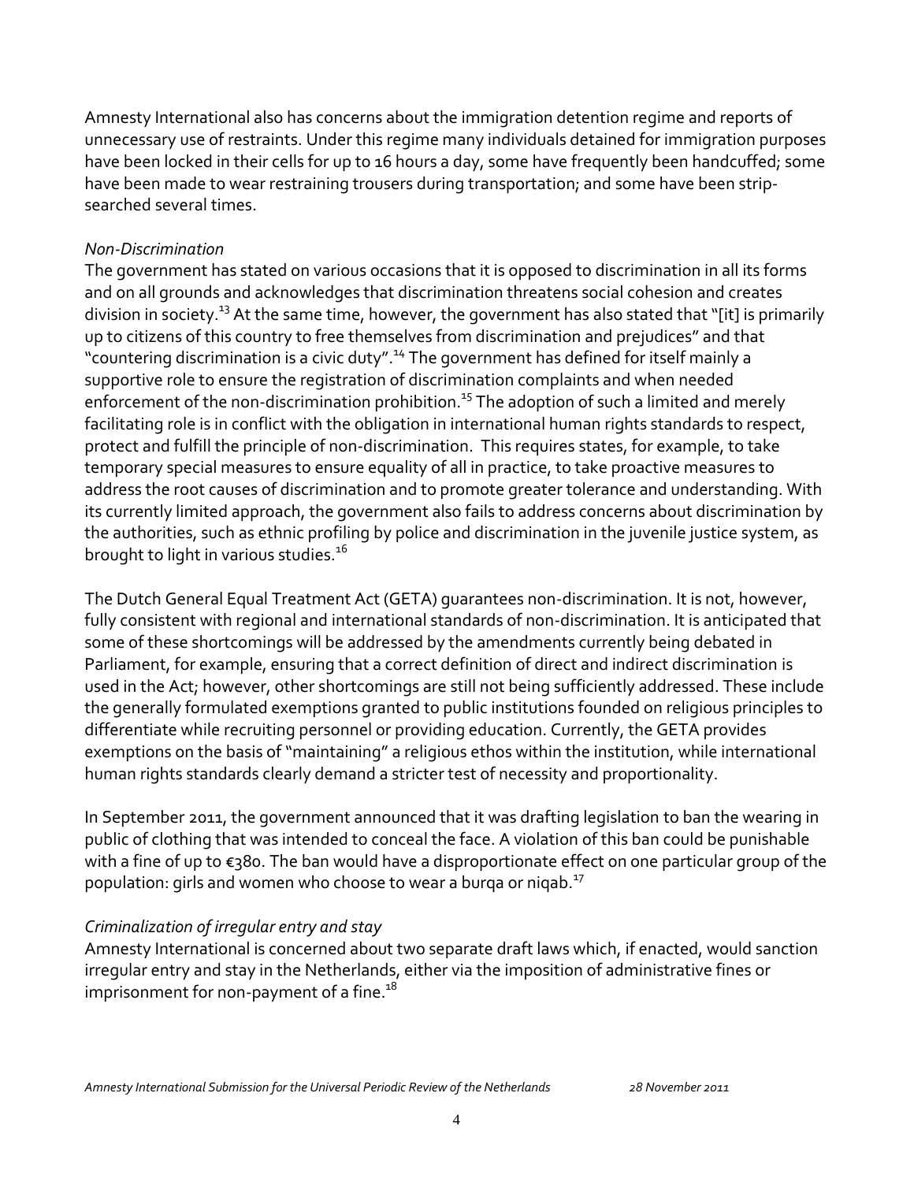Amnesty International also has concerns about the immigration detention regime and reports of unnecessary use of restraints. Under this regime many individuals detained for immigration purposes have been locked in their cells for up to 16 hours a day, some have frequently been handcuffed; some have been made to wear restraining trousers during transportation; and some have been strip-searched several times.

*Non-Discrimination*

The government has stated on various occasions that it is opposed to discrimination in all its forms and on all grounds and acknowledges that discrimination threatens social cohesion and creates division in society.[13] At the same time, however, the government has also stated that "[it] is primarily up to citizens of this country to free themselves from discrimination and prejudices" and that "countering discrimination is a civic duty".[14] The government has defined for itself mainly a supportive role to ensure the registration of discrimination complaints and when needed enforcement of the non-discrimination prohibition.[15] The adoption of such a limited and merely facilitating role is in conflict with the obligation in international human rights standards to respect, protect and fulfill the principle of non-discrimination. This requires states, for example, to take temporary special measures to ensure equality of all in practice, to take proactive measures to address the root causes of discrimination and to promote greater tolerance and understanding. With its currently limited approach, the government also fails to address concerns about discrimination by the authorities, such as ethnic profiling by police and discrimination in the juvenile justice system, as brought to light in various studies.[16]

The Dutch General Equal Treatment Act (GETA) guarantees non-discrimination. It is not, however, fully consistent with regional and international standards of non-discrimination. It is anticipated that some of these shortcomings will be addressed by the amendments currently being debated in Parliament, for example, ensuring that a correct definition of direct and indirect discrimination is used in the Act; however, other shortcomings are still not being sufficiently addressed. These include the generally formulated exemptions granted to public institutions founded on religious principles to differentiate while recruiting personnel or providing education. Currently, the GETA provides exemptions on the basis of "maintaining" a religious ethos within the institution, while international human rights standards clearly demand a stricter test of necessity and proportionality.

In September 2011, the government announced that it was drafting legislation to ban the wearing in public of clothing that was intended to conceal the face. A violation of this ban could be punishable with a fine of up to €380. The ban would have a disproportionate effect on one particular group of the population: girls and women who choose to wear a burqa or niqab.[17]

*Criminalization of irregular entry and stay*

Amnesty International is concerned about two separate draft laws which, if enacted, would sanction irregular entry and stay in the Netherlands, either via the imposition of administrative fines or imprisonment for non-payment of a fine.[18]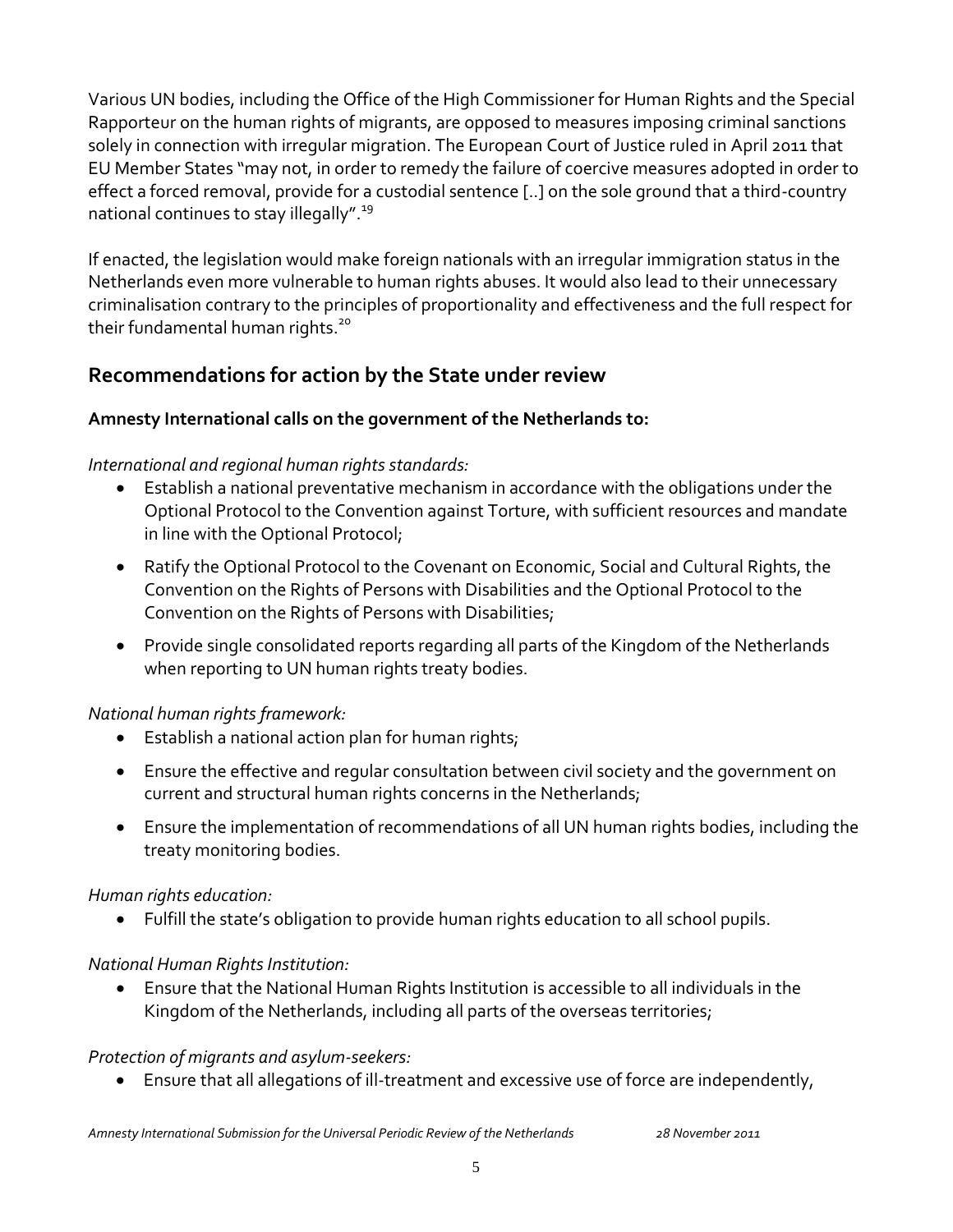Various UN bodies, including the Office of the High Commissioner for Human Rights and the Special Rapporteur on the human rights of migrants, are opposed to measures imposing criminal sanctions solely in connection with irregular migration. The European Court of Justice ruled in April 2011 that EU Member States "may not, in order to remedy the failure of coercive measures adopted in order to effect a forced removal, provide for a custodial sentence [..] on the sole ground that a third-country national continues to stay illegally".[19]

If enacted, the legislation would make foreign nationals with an irregular immigration status in the Netherlands even more vulnerable to human rights abuses. It would also lead to their unnecessary criminalisation contrary to the principles of proportionality and effectiveness and the full respect for their fundamental human rights.[20]

## Recommendations for action by the State under review

**Amnesty International calls on the government of the Netherlands to:**

*International and regional human rights standards:*

- Establish a national preventative mechanism in accordance with the obligations under the Optional Protocol to the Convention against Torture, with sufficient resources and mandate in line with the Optional Protocol;
- Ratify the Optional Protocol to the Covenant on Economic, Social and Cultural Rights, the Convention on the Rights of Persons with Disabilities and the Optional Protocol to the Convention on the Rights of Persons with Disabilities;
- Provide single consolidated reports regarding all parts of the Kingdom of the Netherlands when reporting to UN human rights treaty bodies.

*National human rights framework:*

- Establish a national action plan for human rights;
- Ensure the effective and regular consultation between civil society and the government on current and structural human rights concerns in the Netherlands;
- Ensure the implementation of recommendations of all UN human rights bodies, including the treaty monitoring bodies.

*Human rights education:*

- Fulfill the state's obligation to provide human rights education to all school pupils.

*National Human Rights Institution:*

- Ensure that the National Human Rights Institution is accessible to all individuals in the Kingdom of the Netherlands, including all parts of the overseas territories;

*Protection of migrants and asylum-seekers:*

- Ensure that all allegations of ill-treatment and excessive use of force are independently,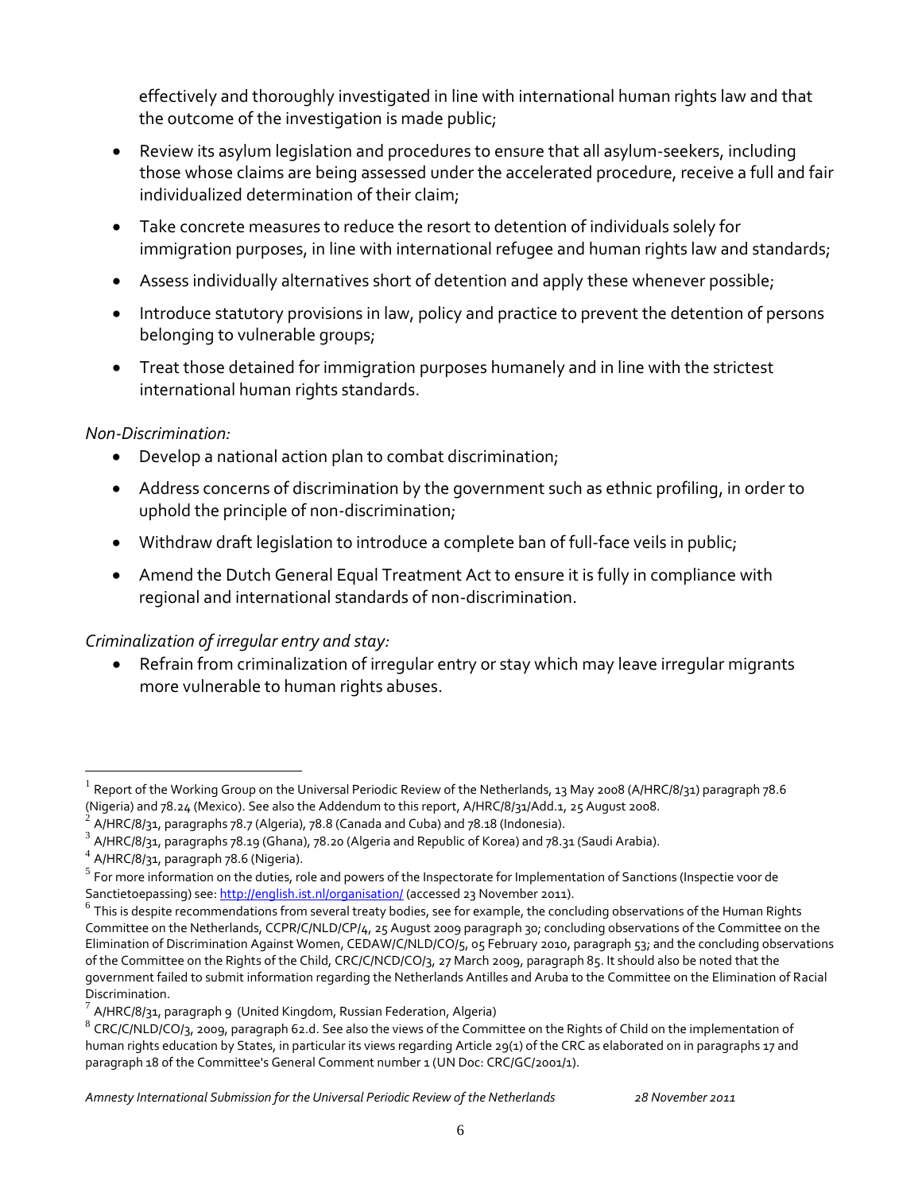effectively and thoroughly investigated in line with international human rights law and that the outcome of the investigation is made public;

- Review its asylum legislation and procedures to ensure that all asylum-seekers, including those whose claims are being assessed under the accelerated procedure, receive a full and fair individualized determination of their claim;
- Take concrete measures to reduce the resort to detention of individuals solely for immigration purposes, in line with international refugee and human rights law and standards;
- Assess individually alternatives short of detention and apply these whenever possible;
- Introduce statutory provisions in law, policy and practice to prevent the detention of persons belonging to vulnerable groups;
- Treat those detained for immigration purposes humanely and in line with the strictest international human rights standards.

*Non-Discrimination:*

- Develop a national action plan to combat discrimination;
- Address concerns of discrimination by the government such as ethnic profiling, in order to uphold the principle of non-discrimination;
- Withdraw draft legislation to introduce a complete ban of full-face veils in public;
- Amend the Dutch General Equal Treatment Act to ensure it is fully in compliance with regional and international standards of non-discrimination.

*Criminalization of irregular entry and stay:*

- Refrain from criminalization of irregular entry or stay which may leave irregular migrants more vulnerable to human rights abuses.

---

[1] Report of the Working Group on the Universal Periodic Review of the Netherlands, 13 May 2008 (A/HRC/8/31) paragraph 78.6 (Nigeria) and 78.24 (Mexico). See also the Addendum to this report, A/HRC/8/31/Add.1, 25 August 2008.

[2] A/HRC/8/31, paragraphs 78.7 (Algeria), 78.8 (Canada and Cuba) and 78.18 (Indonesia).

[3] A/HRC/8/31, paragraphs 78.19 (Ghana), 78.20 (Algeria and Republic of Korea) and 78.31 (Saudi Arabia).

[4] A/HRC/8/31, paragraph 78.6 (Nigeria).

[5] For more information on the duties, role and powers of the Inspectorate for Implementation of Sanctions (Inspectie voor de Sanctietoepassing) see: http://english.ist.nl/organisation/ (accessed 23 November 2011).

[6] This is despite recommendations from several treaty bodies, see for example, the concluding observations of the Human Rights Committee on the Netherlands, CCPR/C/NLD/CP/4, 25 August 2009 paragraph 30; concluding observations of the Committee on the Elimination of Discrimination Against Women, CEDAW/C/NLD/CO/5, 05 February 2010, paragraph 53; and the concluding observations of the Committee on the Rights of the Child, CRC/C/NCD/CO/3, 27 March 2009, paragraph 85. It should also be noted that the government failed to submit information regarding the Netherlands Antilles and Aruba to the Committee on the Elimination of Racial Discrimination.

[7] A/HRC/8/31, paragraph 9 (United Kingdom, Russian Federation, Algeria)

[8] CRC/C/NLD/CO/3, 2009, paragraph 62.d. See also the views of the Committee on the Rights of Child on the implementation of human rights education by States, in particular its views regarding Article 29(1) of the CRC as elaborated on in paragraphs 17 and paragraph 18 of the Committee's General Comment number 1 (UN Doc: CRC/GC/2001/1).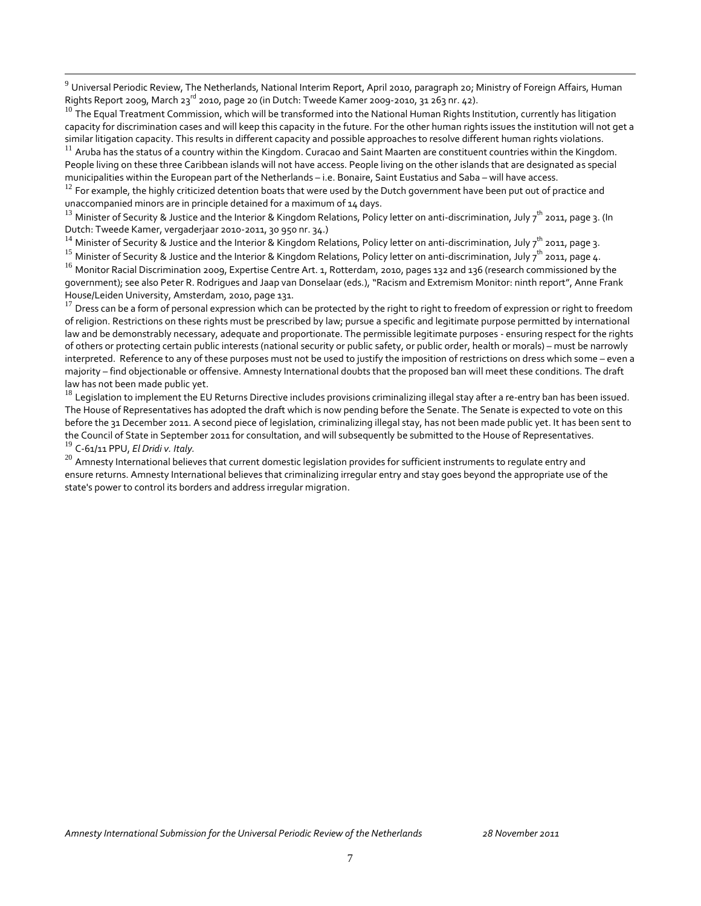[9] Universal Periodic Review, The Netherlands, National Interim Report, April 2010, paragraph 20; Ministry of Foreign Affairs, Human Rights Report 2009, March 23rd 2010, page 20 (in Dutch: Tweede Kamer 2009-2010, 31 263 nr. 42).

[10] The Equal Treatment Commission, which will be transformed into the National Human Rights Institution, currently has litigation capacity for discrimination cases and will keep this capacity in the future. For the other human rights issues the institution will not get a similar litigation capacity. This results in different capacity and possible approaches to resolve different human rights violations.

[11] Aruba has the status of a country within the Kingdom. Curacao and Saint Maarten are constituent countries within the Kingdom. People living on these three Caribbean islands will not have access. People living on the other islands that are designated as special municipalities within the European part of the Netherlands – i.e. Bonaire, Saint Eustatius and Saba – will have access.

[12] For example, the highly criticized detention boats that were used by the Dutch government have been put out of practice and unaccompanied minors are in principle detained for a maximum of 14 days.

[13] Minister of Security & Justice and the Interior & Kingdom Relations, Policy letter on anti-discrimination, July 7th 2011, page 3. (In Dutch: Tweede Kamer, vergaderjaar 2010-2011, 30 950 nr. 34.)

[14] Minister of Security & Justice and the Interior & Kingdom Relations, Policy letter on anti-discrimination, July 7th 2011, page 3.

[15] Minister of Security & Justice and the Interior & Kingdom Relations, Policy letter on anti-discrimination, July 7th 2011, page 4.

[16] Monitor Racial Discrimination 2009, Expertise Centre Art. 1, Rotterdam, 2010, pages 132 and 136 (research commissioned by the government); see also Peter R. Rodrigues and Jaap van Donselaar (eds.), "Racism and Extremism Monitor: ninth report", Anne Frank House/Leiden University, Amsterdam, 2010, page 131.

[17] Dress can be a form of personal expression which can be protected by the right to right to freedom of expression or right to freedom of religion. Restrictions on these rights must be prescribed by law; pursue a specific and legitimate purpose permitted by international law and be demonstrably necessary, adequate and proportionate. The permissible legitimate purposes - ensuring respect for the rights of others or protecting certain public interests (national security or public safety, or public order, health or morals) – must be narrowly interpreted. Reference to any of these purposes must not be used to justify the imposition of restrictions on dress which some – even a majority – find objectionable or offensive. Amnesty International doubts that the proposed ban will meet these conditions. The draft law has not been made public yet.

[18] Legislation to implement the EU Returns Directive includes provisions criminalizing illegal stay after a re-entry ban has been issued. The House of Representatives has adopted the draft which is now pending before the Senate. The Senate is expected to vote on this before the 31 December 2011. A second piece of legislation, criminalizing illegal stay, has not been made public yet. It has been sent to the Council of State in September 2011 for consultation, and will subsequently be submitted to the House of Representatives.

[19] C-61/11 PPU, *El Dridi v. Italy.*

[20] Amnesty International believes that current domestic legislation provides for sufficient instruments to regulate entry and ensure returns. Amnesty International believes that criminalizing irregular entry and stay goes beyond the appropriate use of the state's power to control its borders and address irregular migration.